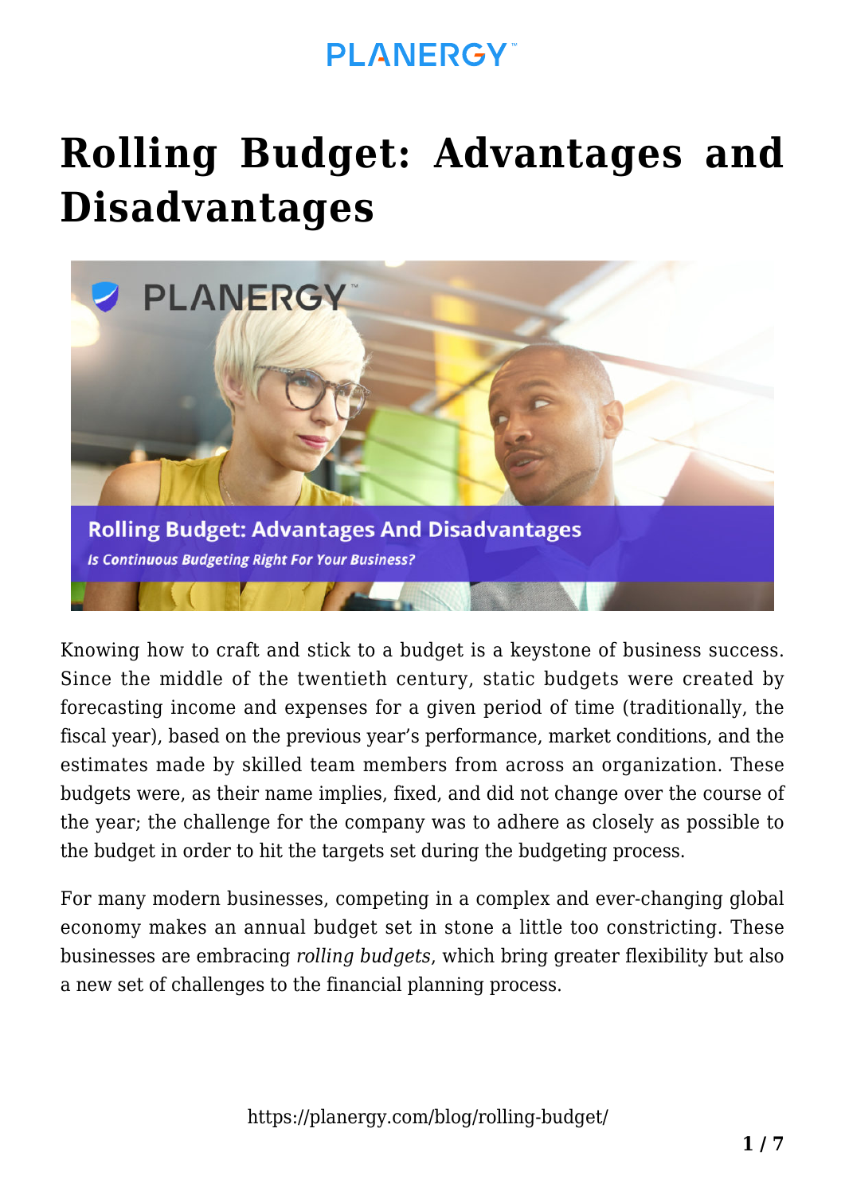# Rolling Budget: Advantages and Disadvantages

Knowing how to craft and stick to a budget is a keystone of business success. Since the middle of the twentieth century, static budgets were created by forecasting income and expenses for a given period of time (traditionally, the fiscal year), based on the previous year's performance, market conditions, and the estimates made by skilled team members from across an organization. These budgets were, as their name implies, fixed, and did not change over the course of the year; the challenge for the company was to adhere as closely as possible to the budget in order to hit the targets set during the budgeting process.

For many modern businesses, competing in a complex and ever-changing global economy makes an annual budget set in stone a little too constricting. These businesses are embracing *rolling budgets*, which bring greater flexibility but also a new set of challenges to the financial planning process.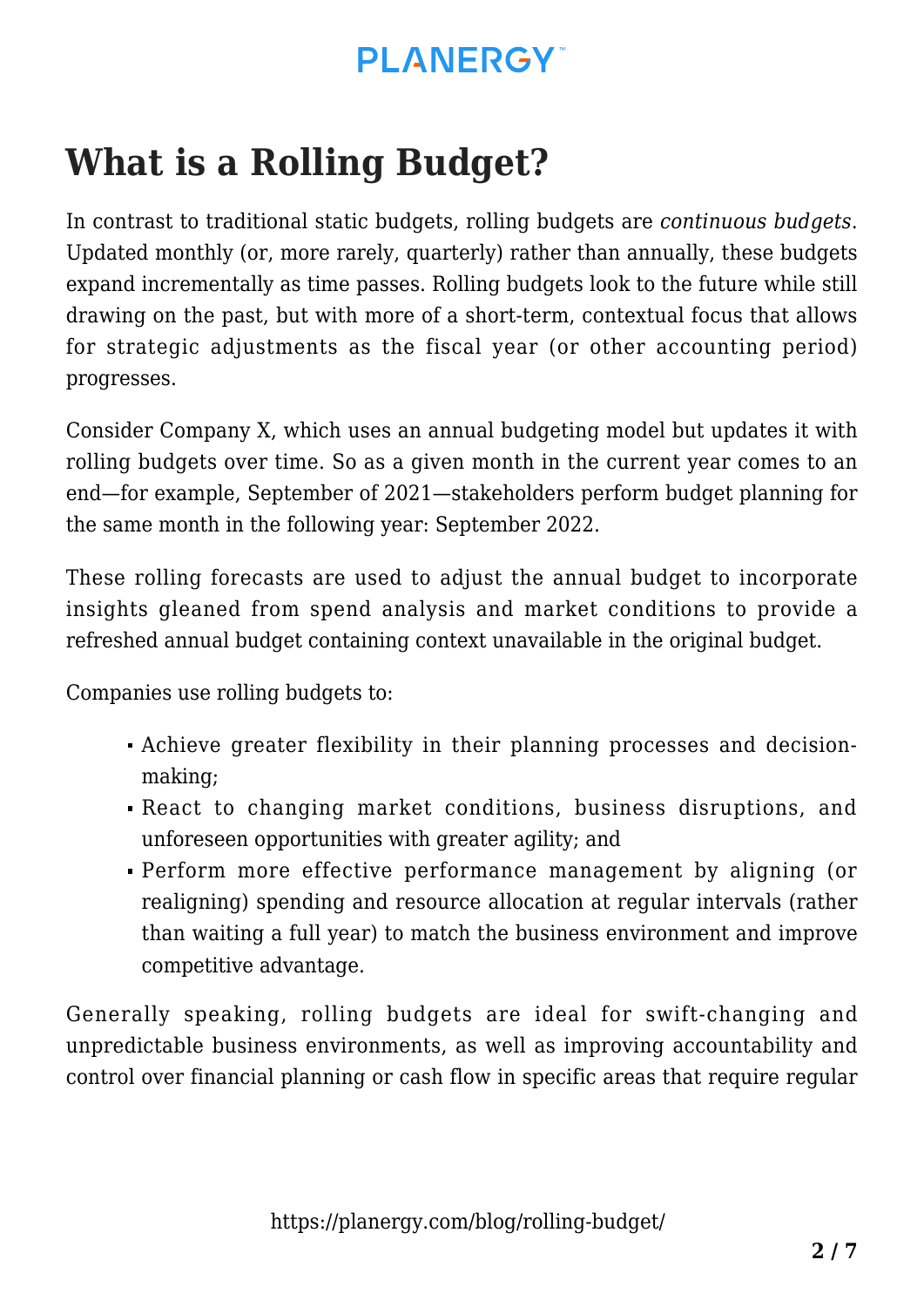# What is a Rolling Budget?

In contrast to traditional static budgets, rolling budgets are *continuous budgets*. Updated monthly (or, more rarely, quarterly) rather than annually, these budgets expand incrementally as time passes. Rolling budgets look to the future while still drawing on the past, but with more of a short-term, contextual focus that allows for strategic adjustments as the fiscal year (or other accounting period) progresses.

Consider Company X, which uses an annual budgeting model but updates it with rolling budgets over time. So as a given month in the current year comes to an end—for example, September of 2021—stakeholders perform budget planning for the same month in the following year: September 2022.

These rolling forecasts are used to adjust the annual budget to incorporate insights gleaned from spend analysis and market conditions to provide a refreshed annual budget containing context unavailable in the original budget.

Companies use rolling budgets to:

- Achieve greater flexibility in their planning processes and decision-making;
- React to changing market conditions, business disruptions, and unforeseen opportunities with greater agility; and
- Perform more effective performance management by aligning (or realigning) spending and resource allocation at regular intervals (rather than waiting a full year) to match the business environment and improve competitive advantage.

Generally speaking, rolling budgets are ideal for swift-changing and unpredictable business environments, as well as improving accountability and control over financial planning or cash flow in specific areas that require regular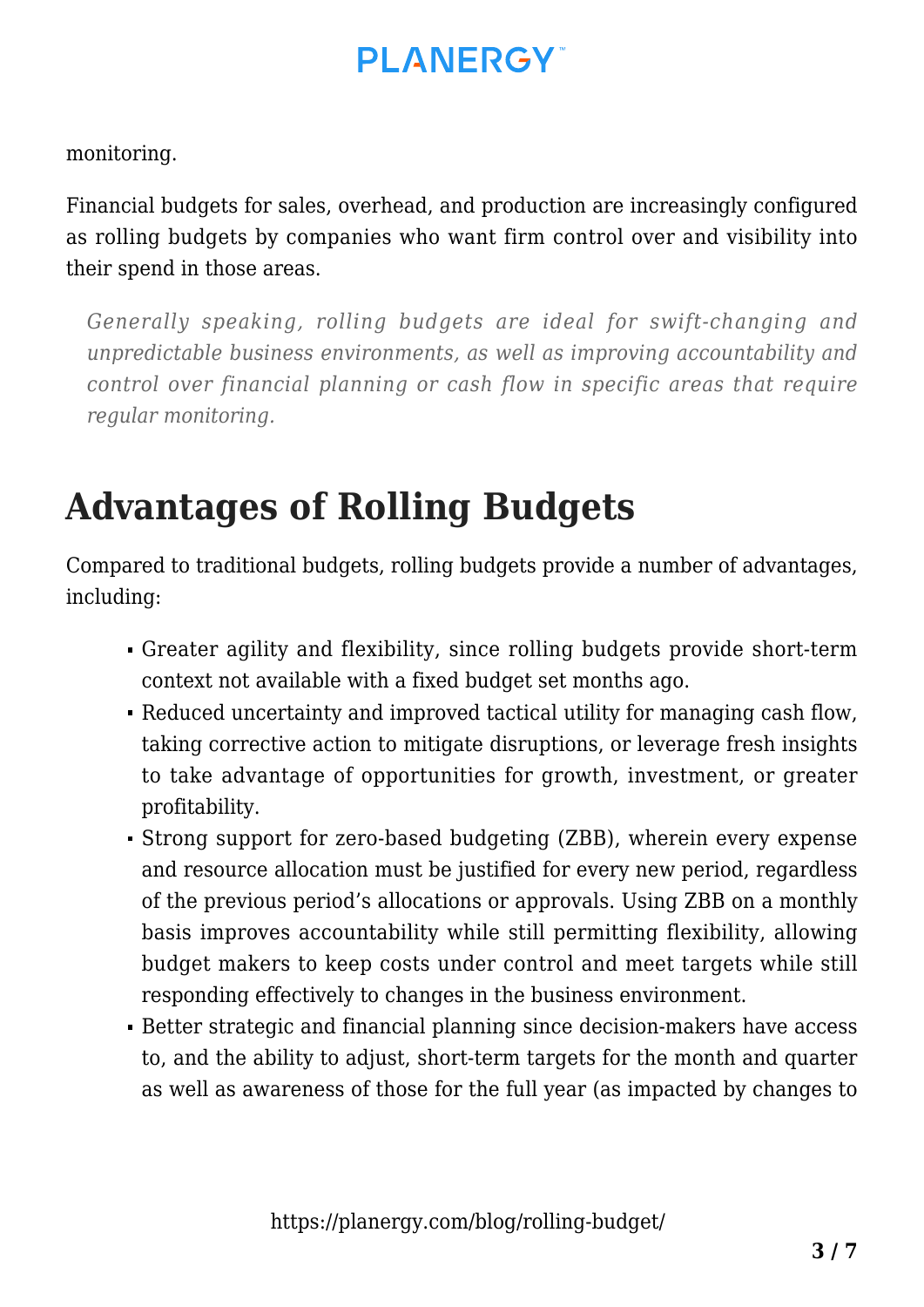monitoring.

Financial budgets for sales, overhead, and production are increasingly configured as rolling budgets by companies who want firm control over and visibility into their spend in those areas.

> *Generally speaking, rolling budgets are ideal for swift-changing and unpredictable business environments, as well as improving accountability and control over financial planning or cash flow in specific areas that require regular monitoring.*

# Advantages of Rolling Budgets

Compared to traditional budgets, rolling budgets provide a number of advantages, including:

- Greater agility and flexibility, since rolling budgets provide short-term context not available with a fixed budget set months ago.
- Reduced uncertainty and improved tactical utility for managing cash flow, taking corrective action to mitigate disruptions, or leverage fresh insights to take advantage of opportunities for growth, investment, or greater profitability.
- Strong support for zero-based budgeting (ZBB), wherein every expense and resource allocation must be justified for every new period, regardless of the previous period's allocations or approvals. Using ZBB on a monthly basis improves accountability while still permitting flexibility, allowing budget makers to keep costs under control and meet targets while still responding effectively to changes in the business environment.
- Better strategic and financial planning since decision-makers have access to, and the ability to adjust, short-term targets for the month and quarter as well as awareness of those for the full year (as impacted by changes to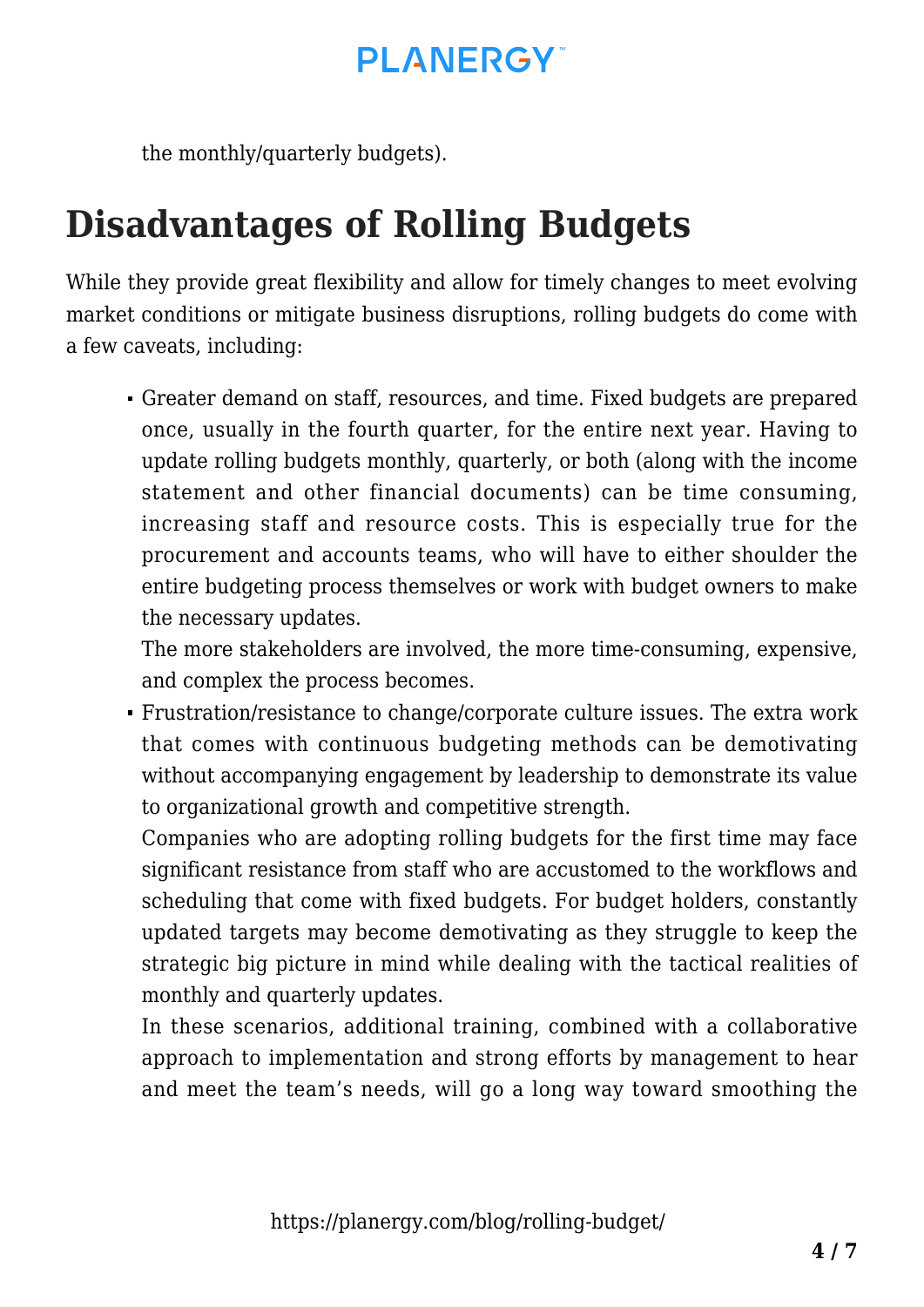the monthly/quarterly budgets).

## Disadvantages of Rolling Budgets

While they provide great flexibility and allow for timely changes to meet evolving market conditions or mitigate business disruptions, rolling budgets do come with a few caveats, including:

- Greater demand on staff, resources, and time. Fixed budgets are prepared once, usually in the fourth quarter, for the entire next year. Having to update rolling budgets monthly, quarterly, or both (along with the income statement and other financial documents) can be time consuming, increasing staff and resource costs. This is especially true for the procurement and accounts teams, who will have to either shoulder the entire budgeting process themselves or work with budget owners to make the necessary updates.

  The more stakeholders are involved, the more time-consuming, expensive, and complex the process becomes.
- Frustration/resistance to change/corporate culture issues. The extra work that comes with continuous budgeting methods can be demotivating without accompanying engagement by leadership to demonstrate its value to organizational growth and competitive strength.

  Companies who are adopting rolling budgets for the first time may face significant resistance from staff who are accustomed to the workflows and scheduling that come with fixed budgets. For budget holders, constantly updated targets may become demotivating as they struggle to keep the strategic big picture in mind while dealing with the tactical realities of monthly and quarterly updates.

  In these scenarios, additional training, combined with a collaborative approach to implementation and strong efforts by management to hear and meet the team's needs, will go a long way toward smoothing the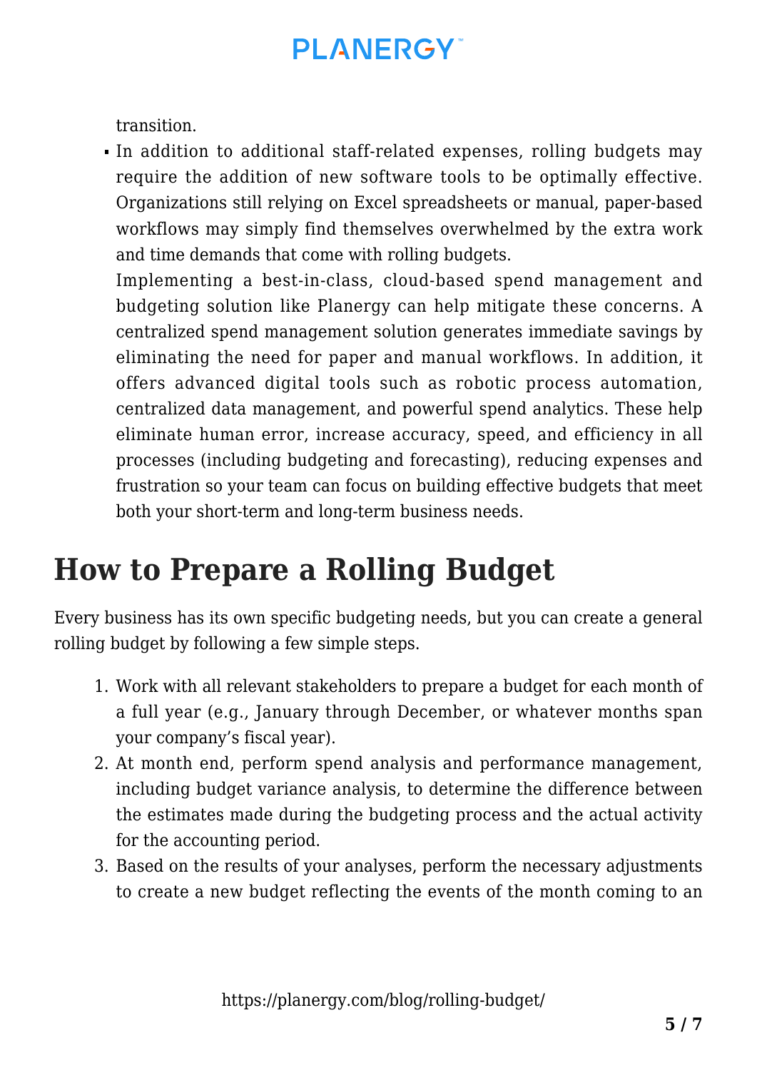transition.

- In addition to additional staff-related expenses, rolling budgets may require the addition of new software tools to be optimally effective. Organizations still relying on Excel spreadsheets or manual, paper-based workflows may simply find themselves overwhelmed by the extra work and time demands that come with rolling budgets.

  Implementing a best-in-class, cloud-based spend management and budgeting solution like Planergy can help mitigate these concerns. A centralized spend management solution generates immediate savings by eliminating the need for paper and manual workflows. In addition, it offers advanced digital tools such as robotic process automation, centralized data management, and powerful spend analytics. These help eliminate human error, increase accuracy, speed, and efficiency in all processes (including budgeting and forecasting), reducing expenses and frustration so your team can focus on building effective budgets that meet both your short-term and long-term business needs.

# How to Prepare a Rolling Budget

Every business has its own specific budgeting needs, but you can create a general rolling budget by following a few simple steps.

1. Work with all relevant stakeholders to prepare a budget for each month of a full year (e.g., January through December, or whatever months span your company's fiscal year).
2. At month end, perform spend analysis and performance management, including budget variance analysis, to determine the difference between the estimates made during the budgeting process and the actual activity for the accounting period.
3. Based on the results of your analyses, perform the necessary adjustments to create a new budget reflecting the events of the month coming to an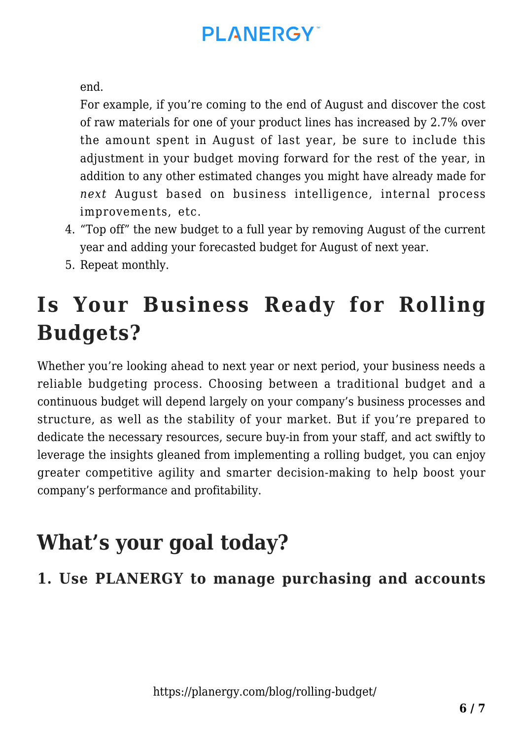end.

For example, if you're coming to the end of August and discover the cost of raw materials for one of your product lines has increased by 2.7% over the amount spent in August of last year, be sure to include this adjustment in your budget moving forward for the rest of the year, in addition to any other estimated changes you might have already made for *next* August based on business intelligence, internal process improvements, etc.

4. "Top off" the new budget to a full year by removing August of the current year and adding your forecasted budget for August of next year.
5. Repeat monthly.

## Is Your Business Ready for Rolling Budgets?

Whether you're looking ahead to next year or next period, your business needs a reliable budgeting process. Choosing between a traditional budget and a continuous budget will depend largely on your company's business processes and structure, as well as the stability of your market. But if you're prepared to dedicate the necessary resources, secure buy-in from your staff, and act swiftly to leverage the insights gleaned from implementing a rolling budget, you can enjoy greater competitive agility and smarter decision-making to help boost your company's performance and profitability.

## What's your goal today?

### 1. Use PLANERGY to manage purchasing and accounts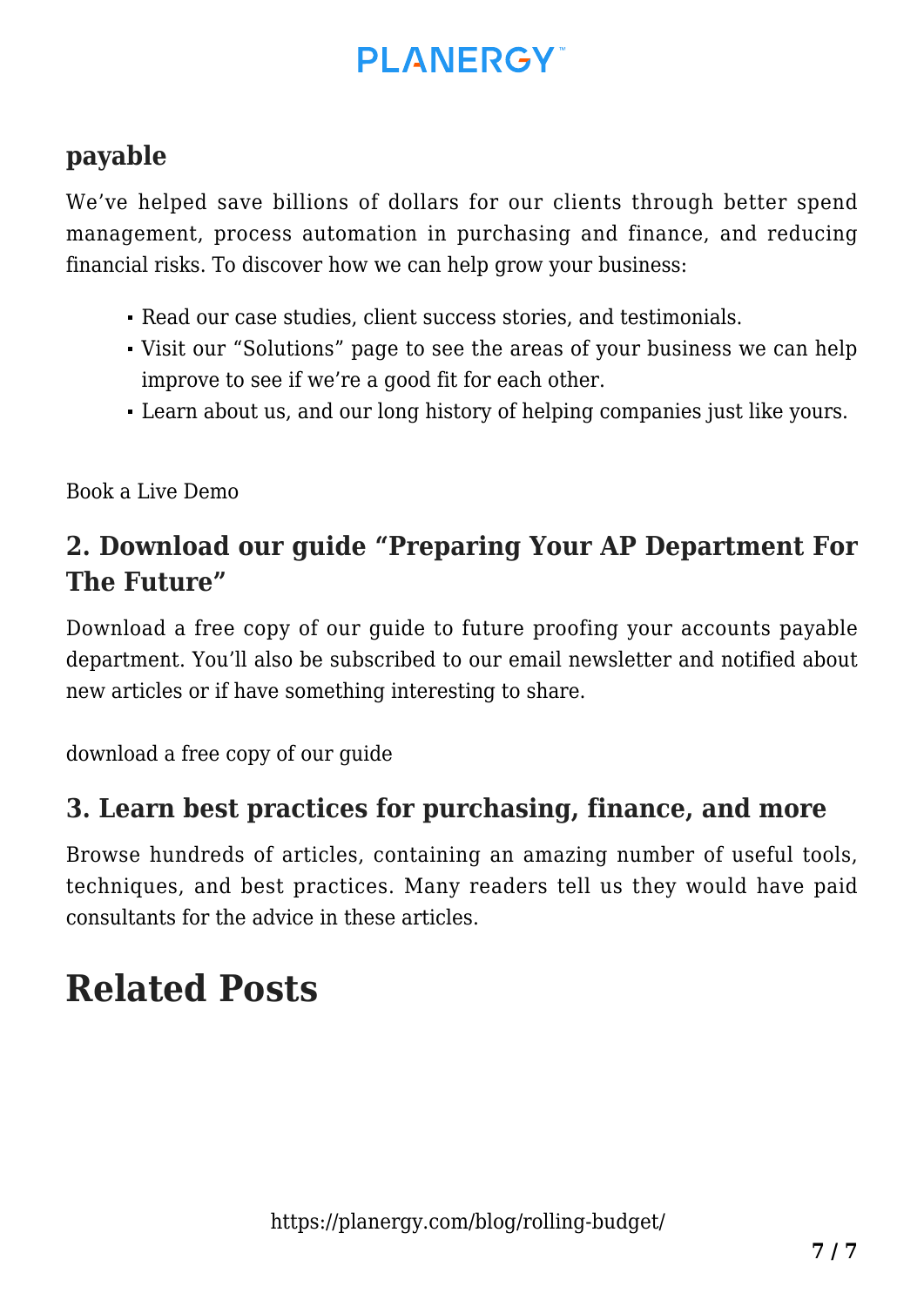## payable

We've helped save billions of dollars for our clients through better spend management, process automation in purchasing and finance, and reducing financial risks. To discover how we can help grow your business:

- Read our case studies, client success stories, and testimonials.
- Visit our "Solutions" page to see the areas of your business we can help improve to see if we're a good fit for each other.
- Learn about us, and our long history of helping companies just like yours.

Book a Live Demo

## 2. Download our guide "Preparing Your AP Department For The Future"

Download a free copy of our guide to future proofing your accounts payable department. You'll also be subscribed to our email newsletter and notified about new articles or if have something interesting to share.

download a free copy of our guide

## 3. Learn best practices for purchasing, finance, and more

Browse hundreds of articles, containing an amazing number of useful tools, techniques, and best practices. Many readers tell us they would have paid consultants for the advice in these articles.

# Related Posts